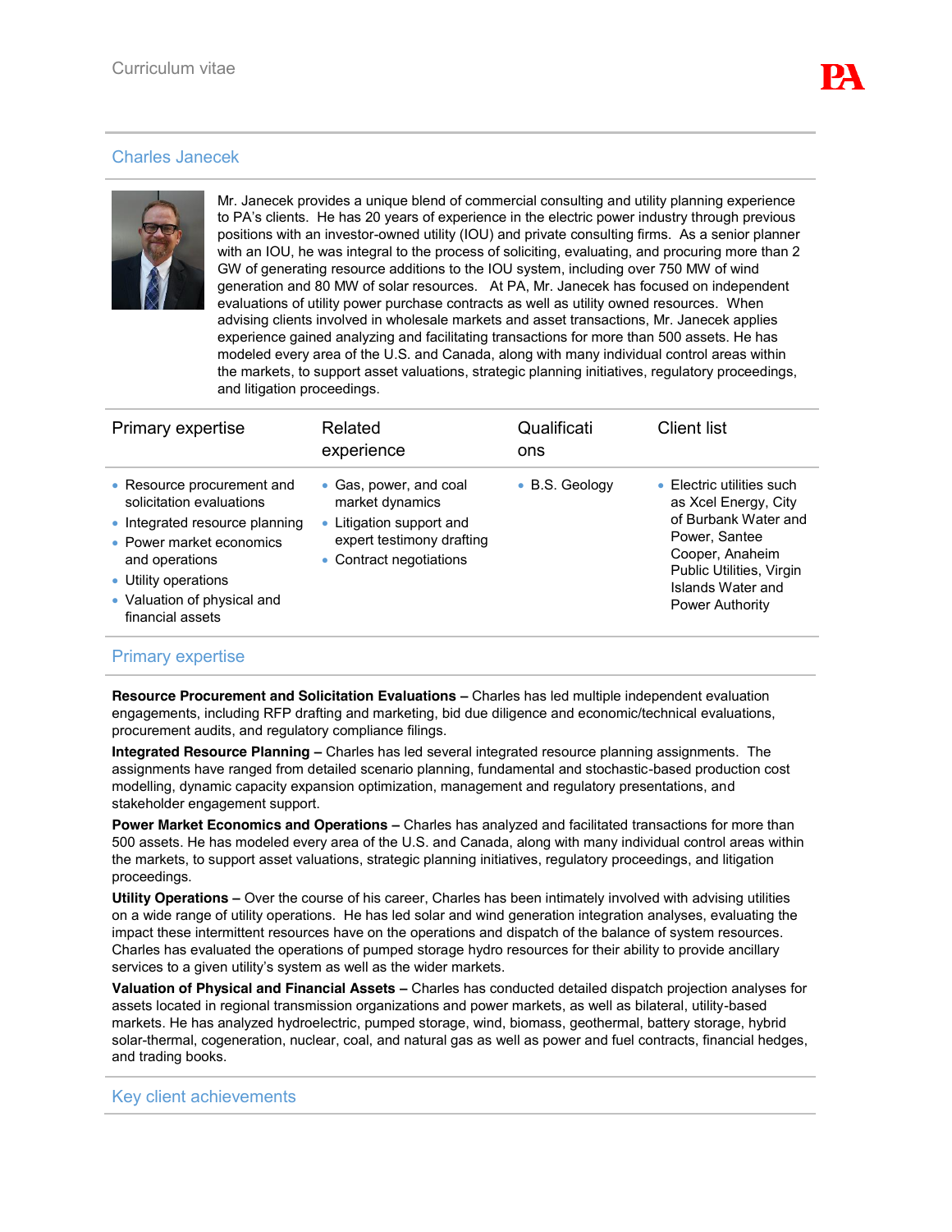Curriculum vitae

## Charles Janecek

Mr. Janecek provides a unique blend of commercial consulting and utility planning experience to PA's clients. He has 20 years of experience in the electric power industry through previous positions with an investor-owned utility (IOU) and private consulting firms. As a senior planner with an IOU, he was integral to the process of soliciting, evaluating, and procuring more than 2 GW of generating resource additions to the IOU system, including over 750 MW of wind generation and 80 MW of solar resources. At PA, Mr. Janecek has focused on independent evaluations of utility power purchase contracts as well as utility owned resources. When advising clients involved in wholesale markets and asset transactions, Mr. Janecek applies experience gained analyzing and facilitating transactions for more than 500 assets. He has modeled every area of the U.S. and Canada, along with many individual control areas within the markets, to support asset valuations, strategic planning initiatives, regulatory proceedings, and litigation proceedings.

| Primary expertise | Related experience | Qualifications | Client list |
| --- | --- | --- | --- |
| • Resource procurement and solicitation evaluations<br>• Integrated resource planning<br>• Power market economics and operations<br>• Utility operations<br>• Valuation of physical and financial assets | • Gas, power, and coal market dynamics<br>• Litigation support and expert testimony drafting<br>• Contract negotiations | • B.S. Geology | • Electric utilities such as Xcel Energy, City of Burbank Water and Power, Santee Cooper, Anaheim Public Utilities, Virgin Islands Water and Power Authority |

## Primary expertise

**Resource Procurement and Solicitation Evaluations –** Charles has led multiple independent evaluation engagements, including RFP drafting and marketing, bid due diligence and economic/technical evaluations, procurement audits, and regulatory compliance filings.

**Integrated Resource Planning –** Charles has led several integrated resource planning assignments. The assignments have ranged from detailed scenario planning, fundamental and stochastic-based production cost modelling, dynamic capacity expansion optimization, management and regulatory presentations, and stakeholder engagement support.

**Power Market Economics and Operations –** Charles has analyzed and facilitated transactions for more than 500 assets. He has modeled every area of the U.S. and Canada, along with many individual control areas within the markets, to support asset valuations, strategic planning initiatives, regulatory proceedings, and litigation proceedings.

**Utility Operations –** Over the course of his career, Charles has been intimately involved with advising utilities on a wide range of utility operations. He has led solar and wind generation integration analyses, evaluating the impact these intermittent resources have on the operations and dispatch of the balance of system resources. Charles has evaluated the operations of pumped storage hydro resources for their ability to provide ancillary services to a given utility's system as well as the wider markets.

**Valuation of Physical and Financial Assets –** Charles has conducted detailed dispatch projection analyses for assets located in regional transmission organizations and power markets, as well as bilateral, utility-based markets. He has analyzed hydroelectric, pumped storage, wind, biomass, geothermal, battery storage, hybrid solar-thermal, cogeneration, nuclear, coal, and natural gas as well as power and fuel contracts, financial hedges, and trading books.

## Key client achievements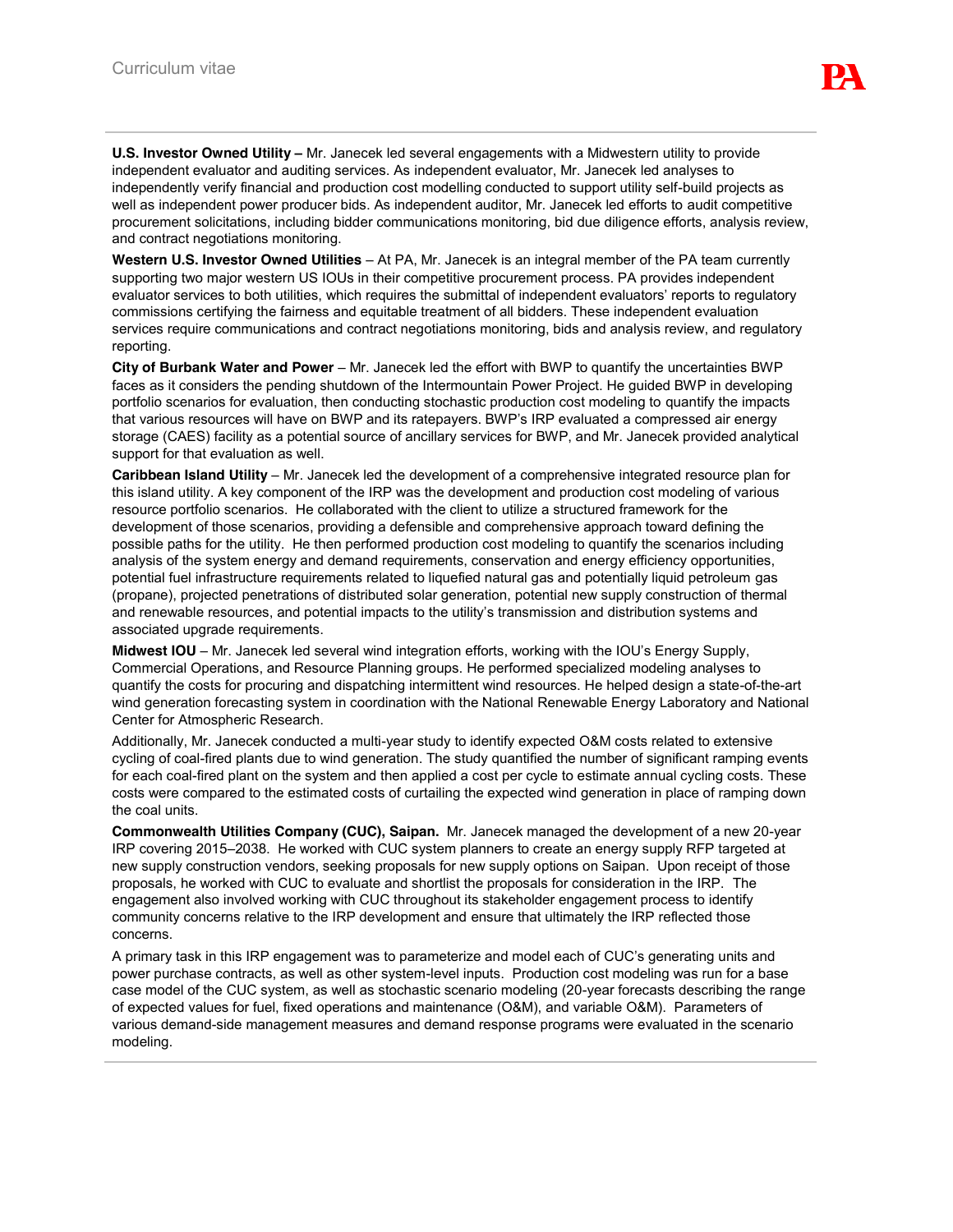**U.S. Investor Owned Utility –** Mr. Janecek led several engagements with a Midwestern utility to provide independent evaluator and auditing services. As independent evaluator, Mr. Janecek led analyses to independently verify financial and production cost modelling conducted to support utility self-build projects as well as independent power producer bids. As independent auditor, Mr. Janecek led efforts to audit competitive procurement solicitations, including bidder communications monitoring, bid due diligence efforts, analysis review, and contract negotiations monitoring.

**Western U.S. Investor Owned Utilities** – At PA, Mr. Janecek is an integral member of the PA team currently supporting two major western US IOUs in their competitive procurement process. PA provides independent evaluator services to both utilities, which requires the submittal of independent evaluators' reports to regulatory commissions certifying the fairness and equitable treatment of all bidders. These independent evaluation services require communications and contract negotiations monitoring, bids and analysis review, and regulatory reporting.

**City of Burbank Water and Power** – Mr. Janecek led the effort with BWP to quantify the uncertainties BWP faces as it considers the pending shutdown of the Intermountain Power Project. He guided BWP in developing portfolio scenarios for evaluation, then conducting stochastic production cost modeling to quantify the impacts that various resources will have on BWP and its ratepayers. BWP's IRP evaluated a compressed air energy storage (CAES) facility as a potential source of ancillary services for BWP, and Mr. Janecek provided analytical support for that evaluation as well.

**Caribbean Island Utility** – Mr. Janecek led the development of a comprehensive integrated resource plan for this island utility. A key component of the IRP was the development and production cost modeling of various resource portfolio scenarios. He collaborated with the client to utilize a structured framework for the development of those scenarios, providing a defensible and comprehensive approach toward defining the possible paths for the utility. He then performed production cost modeling to quantify the scenarios including analysis of the system energy and demand requirements, conservation and energy efficiency opportunities, potential fuel infrastructure requirements related to liquefied natural gas and potentially liquid petroleum gas (propane), projected penetrations of distributed solar generation, potential new supply construction of thermal and renewable resources, and potential impacts to the utility's transmission and distribution systems and associated upgrade requirements.

**Midwest IOU** – Mr. Janecek led several wind integration efforts, working with the IOU's Energy Supply, Commercial Operations, and Resource Planning groups. He performed specialized modeling analyses to quantify the costs for procuring and dispatching intermittent wind resources. He helped design a state-of-the-art wind generation forecasting system in coordination with the National Renewable Energy Laboratory and National Center for Atmospheric Research.

Additionally, Mr. Janecek conducted a multi-year study to identify expected O&M costs related to extensive cycling of coal-fired plants due to wind generation. The study quantified the number of significant ramping events for each coal-fired plant on the system and then applied a cost per cycle to estimate annual cycling costs. These costs were compared to the estimated costs of curtailing the expected wind generation in place of ramping down the coal units.

**Commonwealth Utilities Company (CUC), Saipan.** Mr. Janecek managed the development of a new 20-year IRP covering 2015–2038. He worked with CUC system planners to create an energy supply RFP targeted at new supply construction vendors, seeking proposals for new supply options on Saipan. Upon receipt of those proposals, he worked with CUC to evaluate and shortlist the proposals for consideration in the IRP. The engagement also involved working with CUC throughout its stakeholder engagement process to identify community concerns relative to the IRP development and ensure that ultimately the IRP reflected those concerns.

A primary task in this IRP engagement was to parameterize and model each of CUC's generating units and power purchase contracts, as well as other system-level inputs. Production cost modeling was run for a base case model of the CUC system, as well as stochastic scenario modeling (20-year forecasts describing the range of expected values for fuel, fixed operations and maintenance (O&M), and variable O&M). Parameters of various demand-side management measures and demand response programs were evaluated in the scenario modeling.